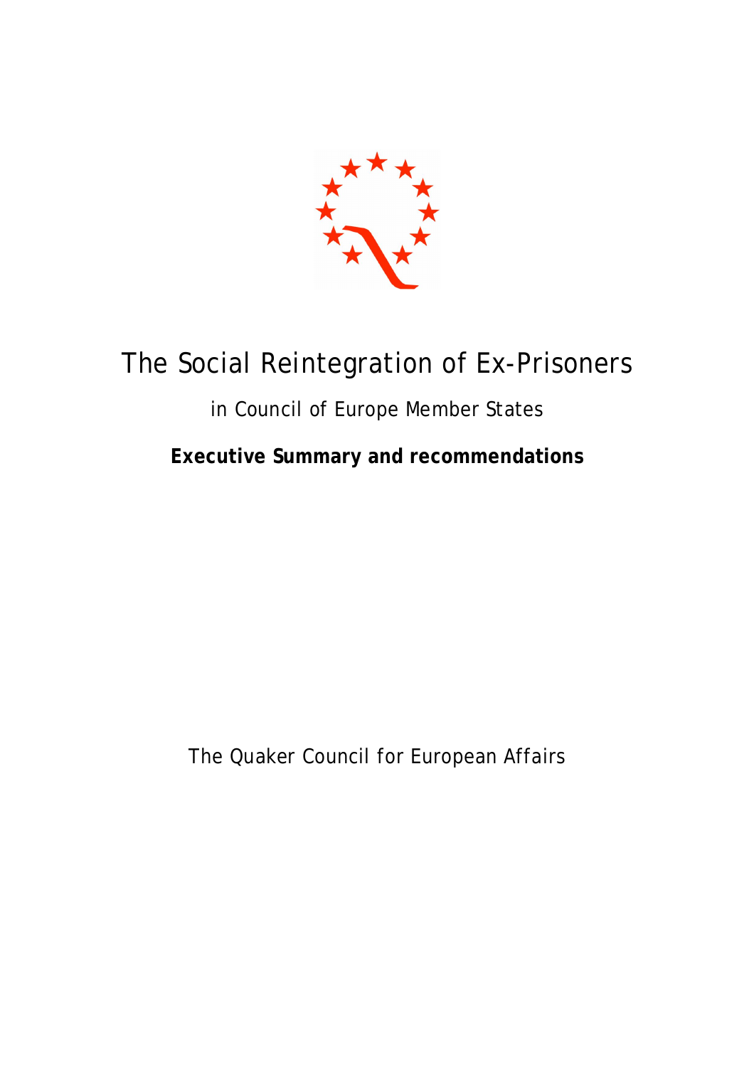# The Social Reintegration of Ex-Prisoners

in Council of Europe Member States

**Executive Summary and recommendations**

The Quaker Council for European Affairs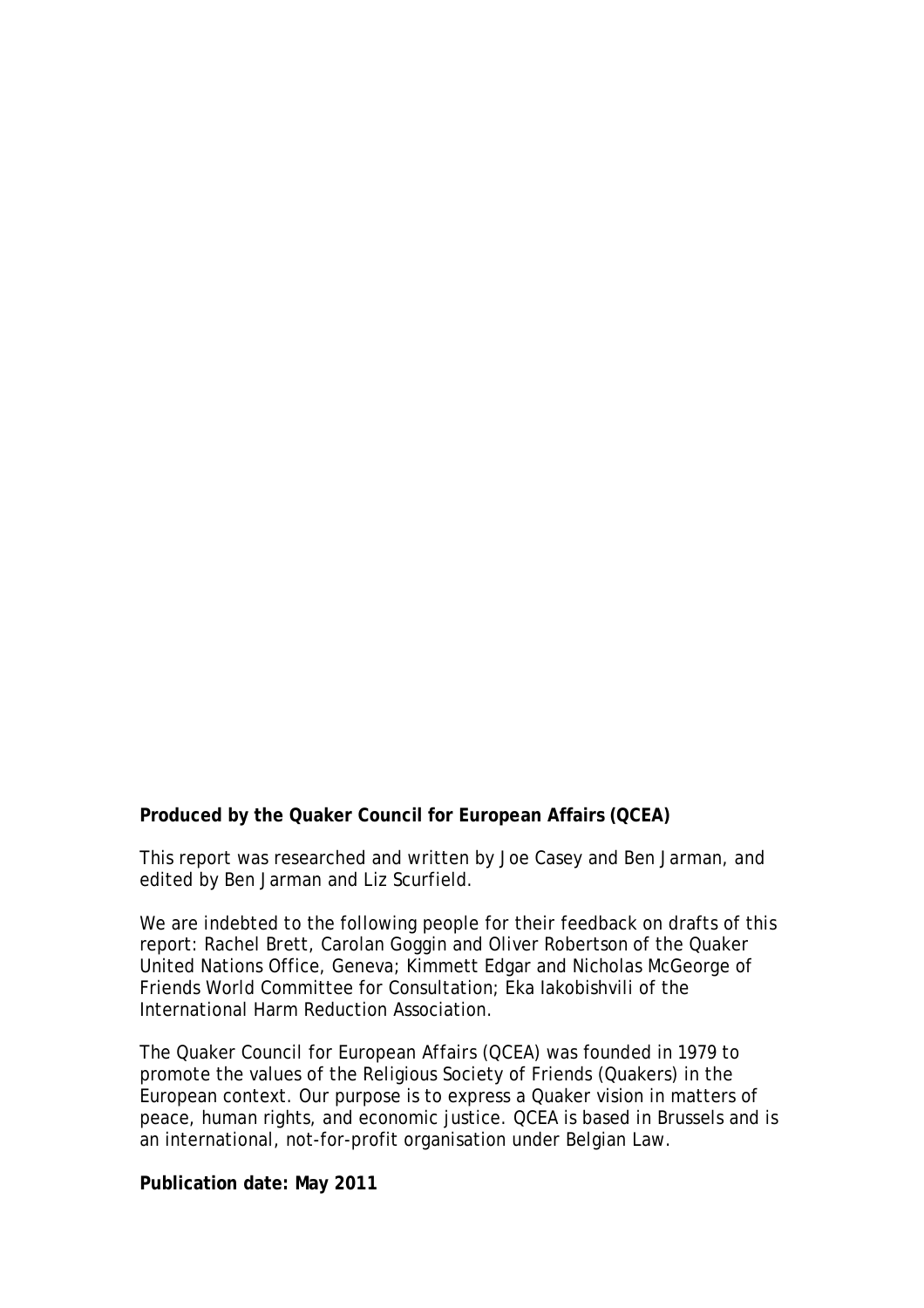**Produced by the Quaker Council for European Affairs (QCEA)**

This report was researched and written by Joe Casey and Ben Jarman, and edited by Ben Jarman and Liz Scurfield.

We are indebted to the following people for their feedback on drafts of this report: Rachel Brett, Carolan Goggin and Oliver Robertson of the Quaker United Nations Office, Geneva; Kimmett Edgar and Nicholas McGeorge of Friends World Committee for Consultation; Eka Iakobishvili of the International Harm Reduction Association.

The Quaker Council for European Affairs (QCEA) was founded in 1979 to promote the values of the Religious Society of Friends (Quakers) in the European context. Our purpose is to express a Quaker vision in matters of peace, human rights, and economic justice. QCEA is based in Brussels and is an international, not-for-profit organisation under Belgian Law.

**Publication date: May 2011**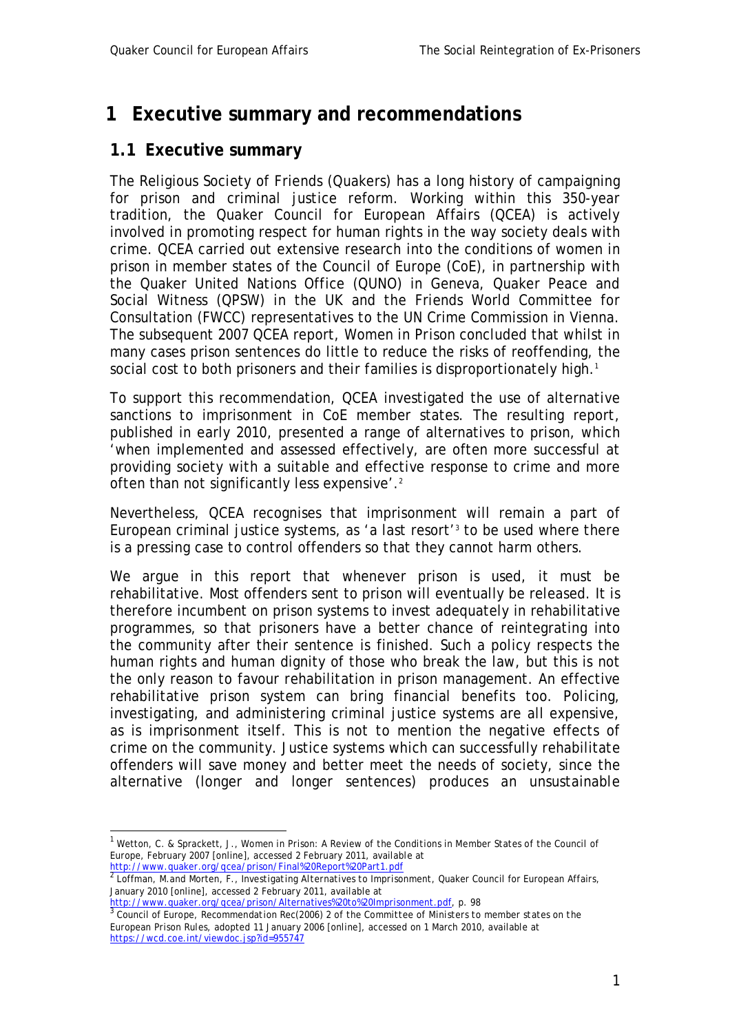# 1 Executive summary and recommendations

## 1.1 Executive summary

The Religious Society of Friends (Quakers) has a long history of campaigning for prison and criminal justice reform. Working within this 350-year tradition, the Quaker Council for European Affairs (QCEA) is actively involved in promoting respect for human rights in the way society deals with crime. QCEA carried out extensive research into the conditions of women in prison in member states of the Council of Europe (CoE), in partnership with the Quaker United Nations Office (QUNO) in Geneva, Quaker Peace and Social Witness (QPSW) in the UK and the Friends World Committee for Consultation (FWCC) representatives to the UN Crime Commission in Vienna. The subsequent 2007 QCEA report, *Women in Prison* concluded that whilst in many cases prison sentences do little to reduce the risks of reoffending, the social cost to both prisoners and their families is disproportionately high.[1]

To support this recommendation, QCEA investigated the use of alternative sanctions to imprisonment in CoE member states. The resulting report, published in early 2010, presented a range of alternatives to prison, which 'when implemented and assessed effectively, are often more successful at providing society with a suitable and effective response to crime and more often than not significantly less expensive'.[2]

Nevertheless, QCEA recognises that imprisonment will remain a part of European criminal justice systems, as 'a last resort'[3] to be used where there is a pressing case to control offenders so that they cannot harm others.

We argue in this report that whenever prison is used, it must be rehabilitative. Most offenders sent to prison will eventually be released. It is therefore incumbent on prison systems to invest adequately in rehabilitative programmes, so that prisoners have a better chance of reintegrating into the community after their sentence is finished. Such a policy respects the human rights and human dignity of those who break the law, but this is not the only reason to favour rehabilitation in prison management. An effective rehabilitative prison system can bring financial benefits too. Policing, investigating, and administering criminal justice systems are all expensive, as is imprisonment itself. This is not to mention the negative effects of crime on the community. Justice systems which can successfully rehabilitate offenders will save money and better meet the needs of society, since the alternative (longer and longer sentences) produces an unsustainable

---

[1] Wetton, C. & Sprackett, J., *Women in Prison: A Review of the Conditions in Member States of the Council of Europe*, February 2007 [online], accessed 2 February 2011, available at http://www.quaker.org/qcea/prison/Final%20Report%20Part1.pdf

[2] Loffman, M.and Morten, F., *Investigating Alternatives to Imprisonment*, Quaker Council for European Affairs, January 2010 [online], accessed 2 February 2011, available at http://www.quaker.org/qcea/prison/Alternatives%20to%20Imprisonment.pdf, p. 98

[3] Council of Europe, *Recommendation Rec(2006) 2 of the Committee of Ministers to member states on the European Prison Rules*, adopted 11 January 2006 [online], accessed on 1 March 2010, available at https://wcd.coe.int/viewdoc.jsp?id=955747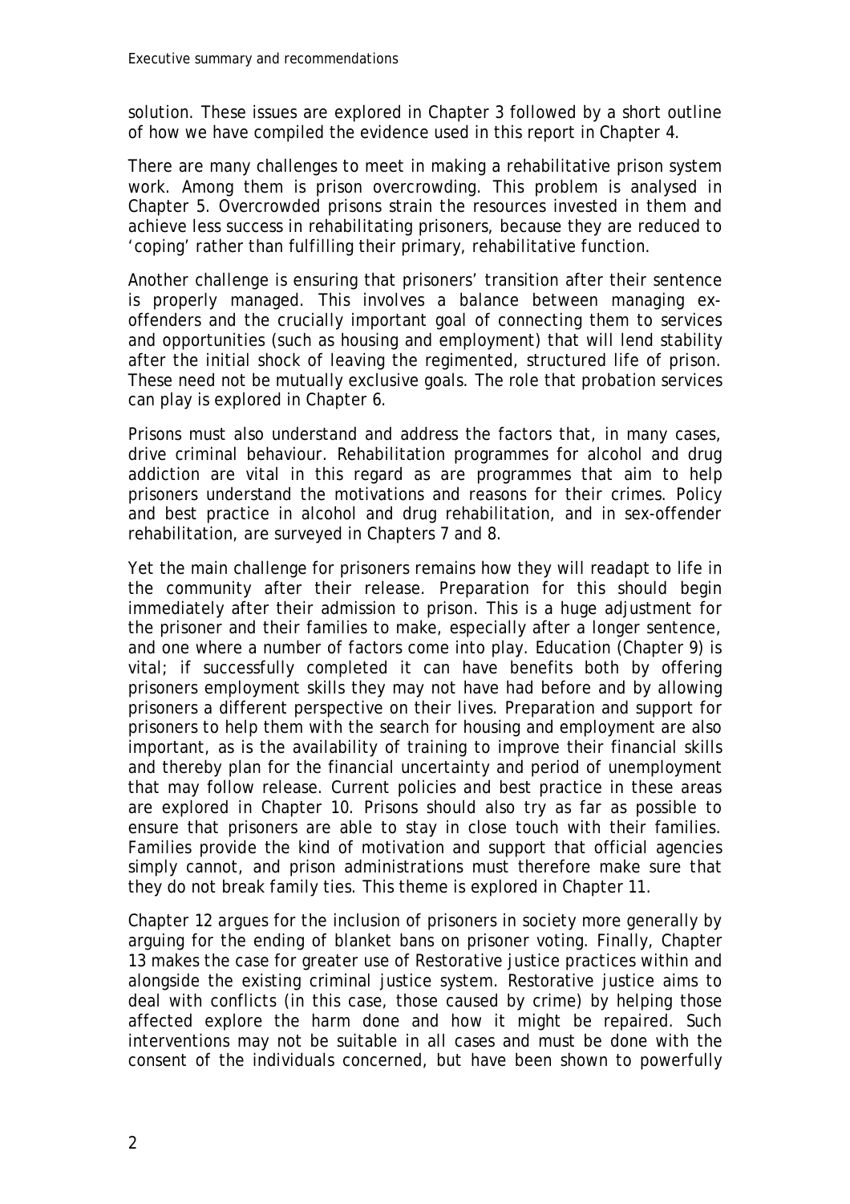solution. These issues are explored in Chapter 3 followed by a short outline of how we have compiled the evidence used in this report in Chapter 4.

There are many challenges to meet in making a rehabilitative prison system work. Among them is prison overcrowding. This problem is analysed in Chapter 5. Overcrowded prisons strain the resources invested in them and achieve less success in rehabilitating prisoners, because they are reduced to 'coping' rather than fulfilling their primary, rehabilitative function.

Another challenge is ensuring that prisoners' transition after their sentence is properly managed. This involves a balance between managing ex-offenders and the crucially important goal of connecting them to services and opportunities (such as housing and employment) that will lend stability after the initial shock of leaving the regimented, structured life of prison. These need not be mutually exclusive goals. The role that probation services can play is explored in Chapter 6.

Prisons must also understand and address the factors that, in many cases, drive criminal behaviour. Rehabilitation programmes for alcohol and drug addiction are vital in this regard as are programmes that aim to help prisoners understand the motivations and reasons for their crimes. Policy and best practice in alcohol and drug rehabilitation, and in sex-offender rehabilitation, are surveyed in Chapters 7 and 8.

Yet the main challenge for prisoners remains how they will readapt to life in the community after their release. Preparation for this should begin immediately after their admission to prison. This is a huge adjustment for the prisoner and their families to make, especially after a longer sentence, and one where a number of factors come into play. Education (Chapter 9) is vital; if successfully completed it can have benefits both by offering prisoners employment skills they may not have had before and by allowing prisoners a different perspective on their lives. Preparation and support for prisoners to help them with the search for housing and employment are also important, as is the availability of training to improve their financial skills and thereby plan for the financial uncertainty and period of unemployment that may follow release. Current policies and best practice in these areas are explored in Chapter 10. Prisons should also try as far as possible to ensure that prisoners are able to stay in close touch with their families. Families provide the kind of motivation and support that official agencies simply cannot, and prison administrations must therefore make sure that they do not break family ties. This theme is explored in Chapter 11.

Chapter 12 argues for the inclusion of prisoners in society more generally by arguing for the ending of blanket bans on prisoner voting. Finally, Chapter 13 makes the case for greater use of Restorative justice practices within and alongside the existing criminal justice system. Restorative justice aims to deal with conflicts (in this case, those caused by crime) by helping those affected explore the harm done and how it might be repaired. Such interventions may not be suitable in all cases and must be done with the consent of the individuals concerned, but have been shown to powerfully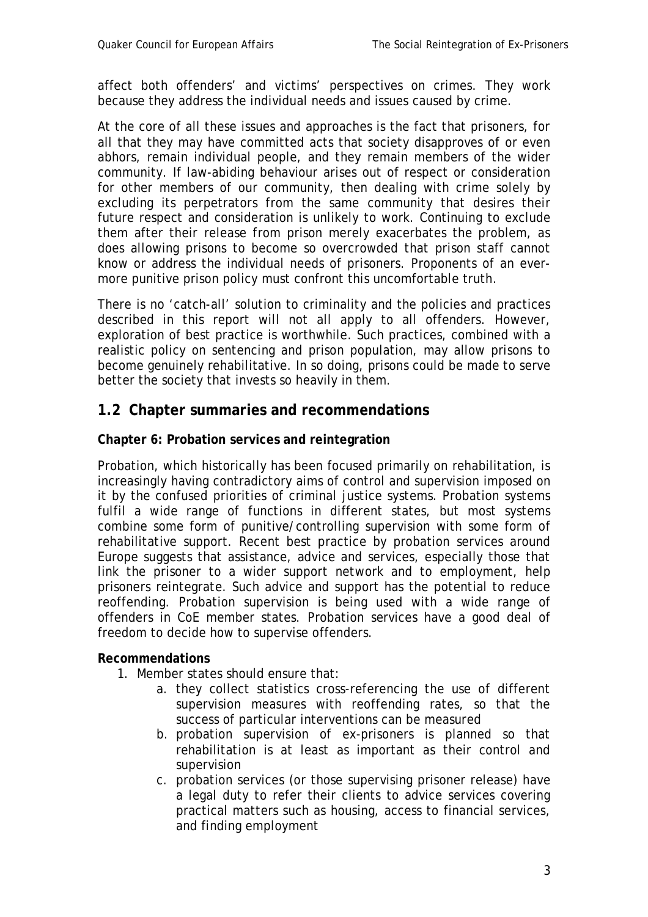affect both offenders' and victims' perspectives on crimes. They work because they address the individual needs and issues caused by crime.

At the core of all these issues and approaches is the fact that prisoners, for all that they may have committed acts that society disapproves of or even abhors, remain individual people, and they remain members of the wider community. If law-abiding behaviour arises out of respect or consideration for other members of our community, then dealing with crime solely by excluding its perpetrators from the same community that desires their future respect and consideration is unlikely to work. Continuing to exclude them after their release from prison merely exacerbates the problem, as does allowing prisons to become so overcrowded that prison staff cannot know or address the individual needs of prisoners. Proponents of an ever-more punitive prison policy must confront this uncomfortable truth.

There is no 'catch-all' solution to criminality and the policies and practices described in this report will not all apply to all offenders. However, exploration of best practice is worthwhile. Such practices, combined with a realistic policy on sentencing and prison population, may allow prisons to become genuinely rehabilitative. In so doing, prisons could be made to serve better the society that invests so heavily in them.

## 1.2 Chapter summaries and recommendations

**Chapter 6: Probation services and reintegration**

Probation, which historically has been focused primarily on rehabilitation, is increasingly having contradictory aims of control and supervision imposed on it by the confused priorities of criminal justice systems. Probation systems fulfil a wide range of functions in different states, but most systems combine some form of punitive/controlling supervision with some form of rehabilitative support. Recent best practice by probation services around Europe suggests that assistance, advice and services, especially those that link the prisoner to a wider support network and to employment, help prisoners reintegrate. Such advice and support has the potential to reduce reoffending. Probation supervision is being used with a wide range of offenders in CoE member states. Probation services have a good deal of freedom to decide how to supervise offenders.

**Recommendations**

1. Member states should ensure that:
    a. they collect statistics cross-referencing the use of different supervision measures with reoffending rates, so that the success of particular interventions can be measured
    b. probation supervision of ex-prisoners is planned so that rehabilitation is at least as important as their control and supervision
    c. probation services (or those supervising prisoner release) have a legal duty to refer their clients to advice services covering practical matters such as housing, access to financial services, and finding employment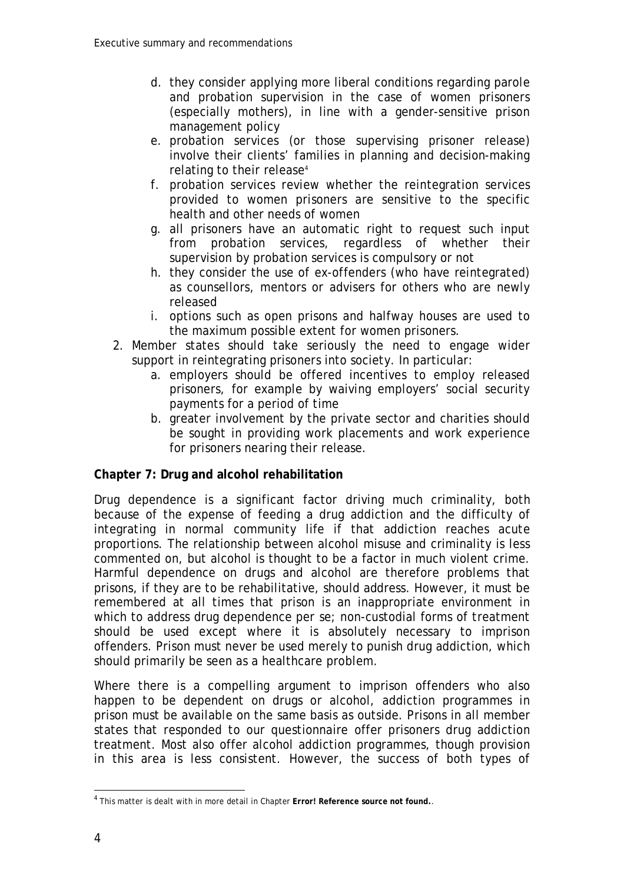d. they consider applying more liberal conditions regarding parole and probation supervision in the case of women prisoners (especially mothers), in line with a gender-sensitive prison management policy

e. probation services (or those supervising prisoner release) involve their clients' families in planning and decision-making relating to their release[4]

f. probation services review whether the reintegration services provided to women prisoners are sensitive to the specific health and other needs of women

g. all prisoners have an automatic right to request such input from probation services, regardless of whether their supervision by probation services is compulsory or not

h. they consider the use of ex-offenders (who have reintegrated) as counsellors, mentors or advisers for others who are newly released

i. options such as open prisons and halfway houses are used to the maximum possible extent for women prisoners.

2. Member states should take seriously the need to engage wider support in reintegrating prisoners into society. In particular:
   a. employers should be offered incentives to employ released prisoners, for example by waiving employers' social security payments for a period of time
   b. greater involvement by the private sector and charities should be sought in providing work placements and work experience for prisoners nearing their release.

**Chapter 7: Drug and alcohol rehabilitation**

Drug dependence is a significant factor driving much criminality, both because of the expense of feeding a drug addiction and the difficulty of integrating in normal community life if that addiction reaches acute proportions. The relationship between alcohol misuse and criminality is less commented on, but alcohol is thought to be a factor in much violent crime. Harmful dependence on drugs and alcohol are therefore problems that prisons, if they are to be rehabilitative, should address. However, it must be remembered at all times that prison is an inappropriate environment in which to address drug dependence per se; non-custodial forms of treatment should be used except where it is absolutely necessary to imprison offenders. Prison must never be used merely to punish drug addiction, which should primarily be seen as a healthcare problem.

Where there is a compelling argument to imprison offenders who also happen to be dependent on drugs or alcohol, addiction programmes in prison must be available on the same basis as outside. Prisons in all member states that responded to our questionnaire offer prisoners drug addiction treatment. Most also offer alcohol addiction programmes, though provision in this area is less consistent. However, the success of both types of

[4] This matter is dealt with in more detail in Chapter **Error! Reference source not found.**.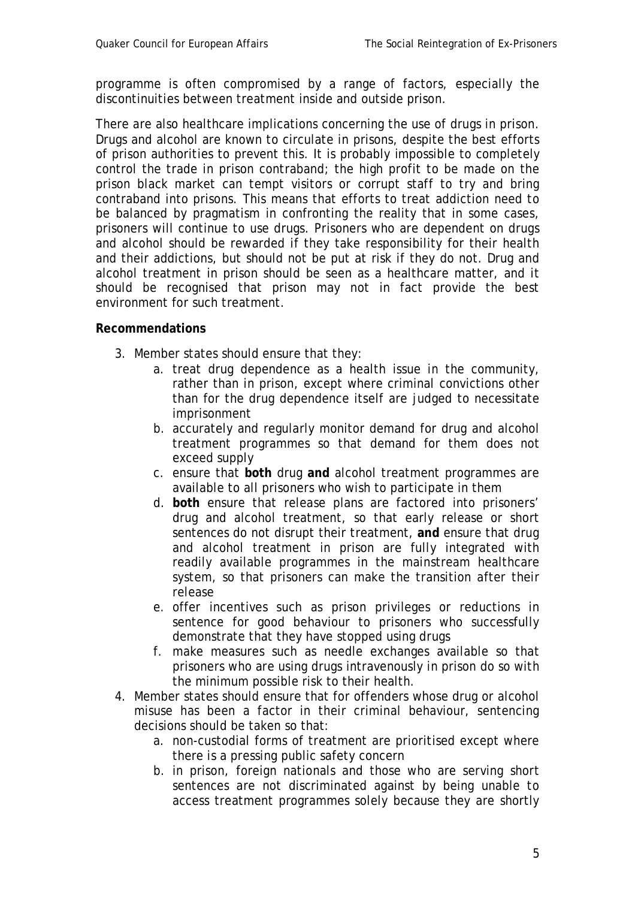programme is often compromised by a range of factors, especially the discontinuities between treatment inside and outside prison.

There are also healthcare implications concerning the use of drugs in prison. Drugs and alcohol are known to circulate in prisons, despite the best efforts of prison authorities to prevent this. It is probably impossible to completely control the trade in prison contraband; the high profit to be made on the prison black market can tempt visitors or corrupt staff to try and bring contraband into prisons. This means that efforts to treat addiction need to be balanced by pragmatism in confronting the reality that in some cases, prisoners will continue to use drugs. Prisoners who are dependent on drugs and alcohol should be rewarded if they take responsibility for their health and their addictions, but should not be put at risk if they do not. Drug and alcohol treatment in prison should be seen as a healthcare matter, and it should be recognised that prison may not in fact provide the best environment for such treatment.

**Recommendations**

3. Member states should ensure that they:
   a. treat drug dependence as a health issue in the community, rather than in prison, except where criminal convictions other than for the drug dependence itself are judged to necessitate imprisonment
   b. accurately and regularly monitor demand for drug and alcohol treatment programmes so that demand for them does not exceed supply
   c. ensure that **both** drug **and** alcohol treatment programmes are available to all prisoners who wish to participate in them
   d. **both** ensure that release plans are factored into prisoners' drug and alcohol treatment, so that early release or short sentences do not disrupt their treatment, **and** ensure that drug and alcohol treatment in prison are fully integrated with readily available programmes in the mainstream healthcare system, so that prisoners can make the transition after their release
   e. offer incentives such as prison privileges or reductions in sentence for good behaviour to prisoners who successfully demonstrate that they have stopped using drugs
   f. make measures such as needle exchanges available so that prisoners who are using drugs intravenously in prison do so with the minimum possible risk to their health.
4. Member states should ensure that for offenders whose drug or alcohol misuse has been a factor in their criminal behaviour, sentencing decisions should be taken so that:
   a. non-custodial forms of treatment are prioritised except where there is a pressing public safety concern
   b. in prison, foreign nationals and those who are serving short sentences are not discriminated against by being unable to access treatment programmes solely because they are shortly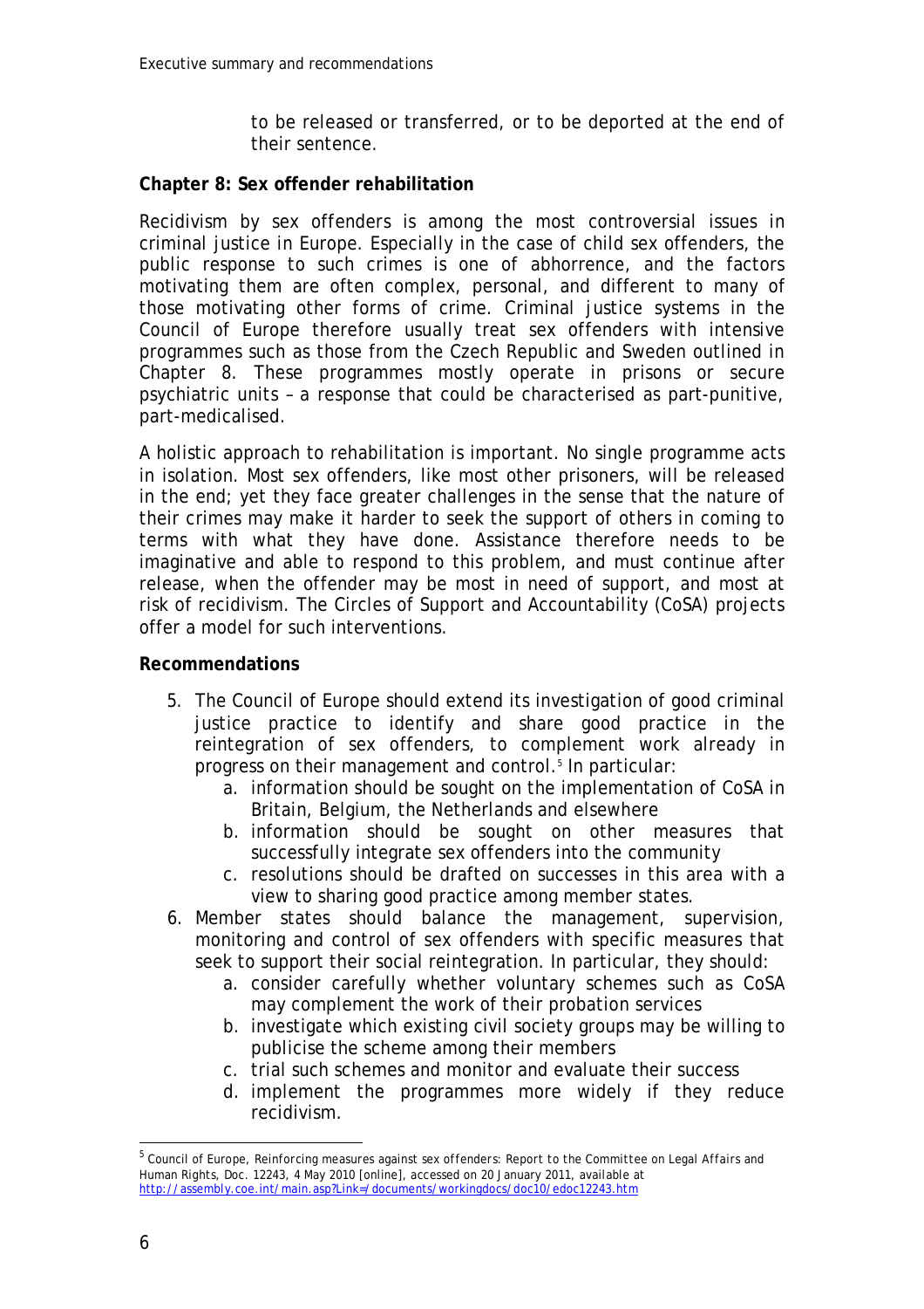to be released or transferred, or to be deported at the end of their sentence.

**Chapter 8: Sex offender rehabilitation**

Recidivism by sex offenders is among the most controversial issues in criminal justice in Europe. Especially in the case of child sex offenders, the public response to such crimes is one of abhorrence, and the factors motivating them are often complex, personal, and different to many of those motivating other forms of crime. Criminal justice systems in the Council of Europe therefore usually treat sex offenders with intensive programmes such as those from the Czech Republic and Sweden outlined in Chapter 8. These programmes mostly operate in prisons or secure psychiatric units – a response that could be characterised as part-punitive, part-medicalised.

A holistic approach to rehabilitation is important. No single programme acts in isolation. Most sex offenders, like most other prisoners, will be released in the end; yet they face greater challenges in the sense that the nature of their crimes may make it harder to seek the support of others in coming to terms with what they have done. Assistance therefore needs to be imaginative and able to respond to this problem, and must continue after release, when the offender may be most in need of support, and most at risk of recidivism. The Circles of Support and Accountability (CoSA) projects offer a model for such interventions.

**Recommendations**

5. The Council of Europe should extend its investigation of good criminal justice practice to identify and share good practice in the reintegration of sex offenders, to complement work already in progress on their management and control.[5] In particular:
    a. information should be sought on the implementation of CoSA in Britain, Belgium, the Netherlands and elsewhere
    b. information should be sought on other measures that successfully integrate sex offenders into the community
    c. resolutions should be drafted on successes in this area with a view to sharing good practice among member states.
6. Member states should balance the management, supervision, monitoring and control of sex offenders with specific measures that seek to support their social reintegration. In particular, they should:
    a. consider carefully whether voluntary schemes such as CoSA may complement the work of their probation services
    b. investigate which existing civil society groups may be willing to publicise the scheme among their members
    c. trial such schemes and monitor and evaluate their success
    d. implement the programmes more widely if they reduce recidivism.

---

[5] Council of Europe, *Reinforcing measures against sex offenders: Report to the Committee on Legal Affairs and Human Rights*, Doc. 12243, 4 May 2010 [online], accessed on 20 January 2011, available at http://assembly.coe.int/main.asp?Link=/documents/workingdocs/doc10/edoc12243.htm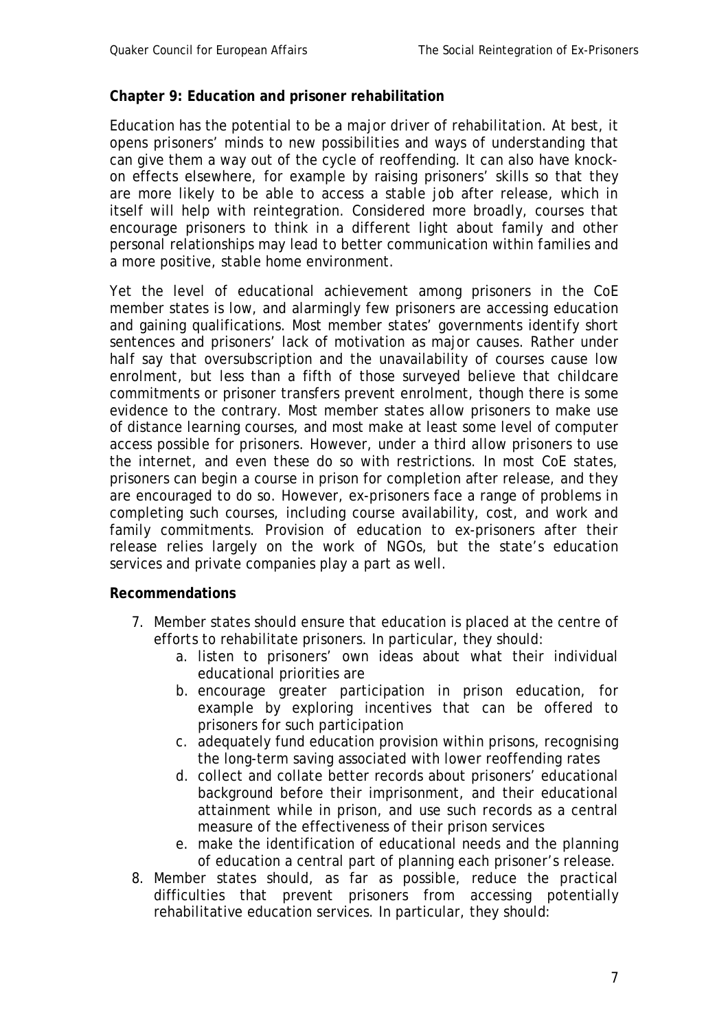**Chapter 9: Education and prisoner rehabilitation**

Education has the potential to be a major driver of rehabilitation. At best, it opens prisoners' minds to new possibilities and ways of understanding that can give them a way out of the cycle of reoffending. It can also have knock-on effects elsewhere, for example by raising prisoners' skills so that they are more likely to be able to access a stable job after release, which in itself will help with reintegration. Considered more broadly, courses that encourage prisoners to think in a different light about family and other personal relationships may lead to better communication within families and a more positive, stable home environment.

Yet the level of educational achievement among prisoners in the CoE member states is low, and alarmingly few prisoners are accessing education and gaining qualifications. Most member states' governments identify short sentences and prisoners' lack of motivation as major causes. Rather under half say that oversubscription and the unavailability of courses cause low enrolment, but less than a fifth of those surveyed believe that childcare commitments or prisoner transfers prevent enrolment, though there is some evidence to the contrary. Most member states allow prisoners to make use of distance learning courses, and most make at least some level of computer access possible for prisoners. However, under a third allow prisoners to use the internet, and even these do so with restrictions. In most CoE states, prisoners can begin a course in prison for completion after release, and they are encouraged to do so. However, ex-prisoners face a range of problems in completing such courses, including course availability, cost, and work and family commitments. Provision of education to ex-prisoners after their release relies largely on the work of NGOs, but the state's education services and private companies play a part as well.

**Recommendations**

7. Member states should ensure that education is placed at the centre of efforts to rehabilitate prisoners. In particular, they should:
    a. listen to prisoners' own ideas about what their individual educational priorities are
    b. encourage greater participation in prison education, for example by exploring incentives that can be offered to prisoners for such participation
    c. adequately fund education provision within prisons, recognising the long-term saving associated with lower reoffending rates
    d. collect and collate better records about prisoners' educational background before their imprisonment, and their educational attainment while in prison, and use such records as a central measure of the effectiveness of their prison services
    e. make the identification of educational needs and the planning of education a central part of planning each prisoner's release.
8. Member states should, as far as possible, reduce the practical difficulties that prevent prisoners from accessing potentially rehabilitative education services. In particular, they should: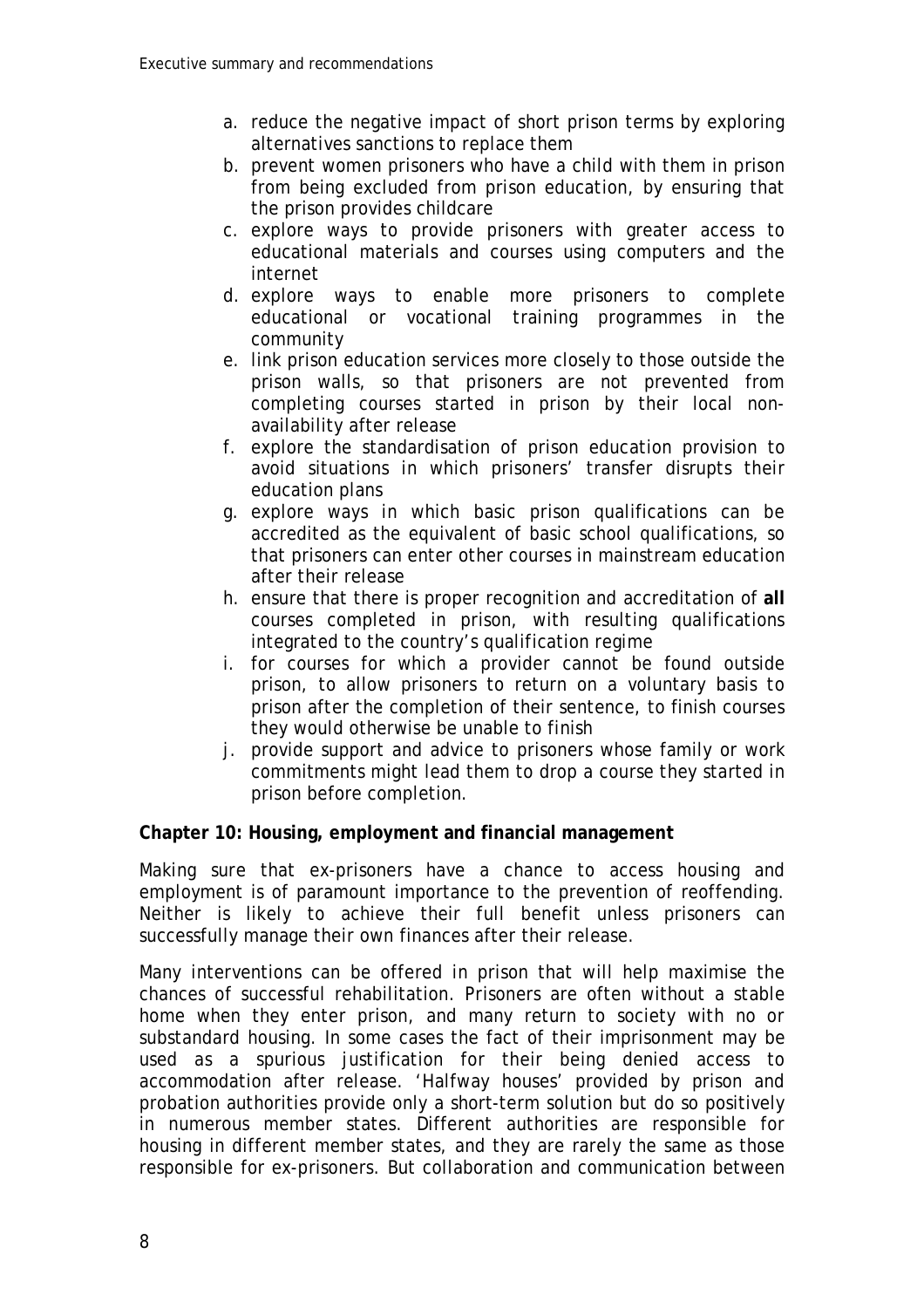a. reduce the negative impact of short prison terms by exploring alternatives sanctions to replace them
b. prevent women prisoners who have a child with them in prison from being excluded from prison education, by ensuring that the prison provides childcare
c. explore ways to provide prisoners with greater access to educational materials and courses using computers and the internet
d. explore ways to enable more prisoners to complete educational or vocational training programmes in the community
e. link prison education services more closely to those outside the prison walls, so that prisoners are not prevented from completing courses started in prison by their local non-availability after release
f. explore the standardisation of prison education provision to avoid situations in which prisoners' transfer disrupts their education plans
g. explore ways in which basic prison qualifications can be accredited as the equivalent of basic school qualifications, so that prisoners can enter other courses in mainstream education after their release
h. ensure that there is proper recognition and accreditation of **all** courses completed in prison, with resulting qualifications integrated to the country's qualification regime
i. for courses for which a provider cannot be found outside prison, to allow prisoners to return on a voluntary basis to prison after the completion of their sentence, to finish courses they would otherwise be unable to finish
j. provide support and advice to prisoners whose family or work commitments might lead them to drop a course they started in prison before completion.

**Chapter 10: Housing, employment and financial management**

Making sure that ex-prisoners have a chance to access housing and employment is of paramount importance to the prevention of reoffending. Neither is likely to achieve their full benefit unless prisoners can successfully manage their own finances after their release.

Many interventions can be offered in prison that will help maximise the chances of successful rehabilitation. Prisoners are often without a stable home when they enter prison, and many return to society with no or substandard housing. In some cases the fact of their imprisonment may be used as a spurious justification for their being denied access to accommodation after release. 'Halfway houses' provided by prison and probation authorities provide only a short-term solution but do so positively in numerous member states. Different authorities are responsible for housing in different member states, and they are rarely the same as those responsible for ex-prisoners. But collaboration and communication between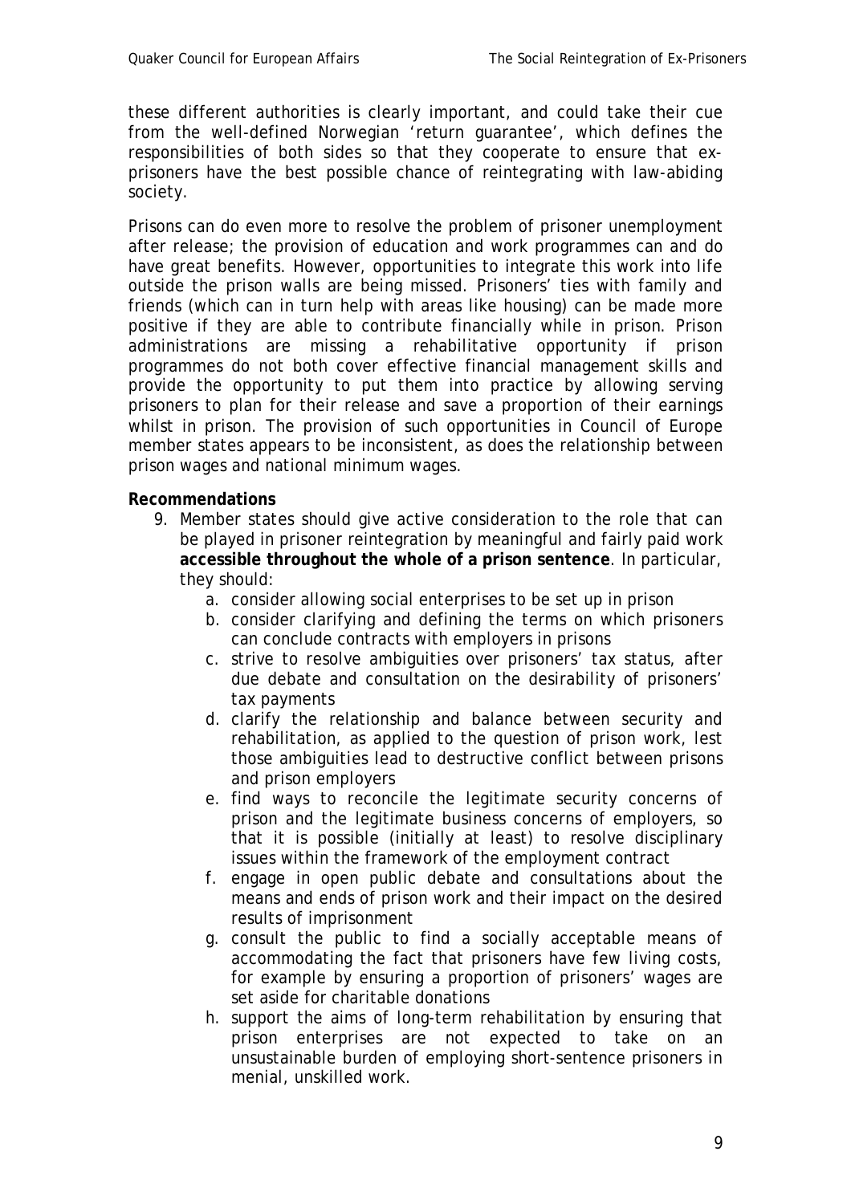these different authorities is clearly important, and could take their cue from the well-defined Norwegian 'return guarantee', which defines the responsibilities of both sides so that they cooperate to ensure that ex-prisoners have the best possible chance of reintegrating with law-abiding society.

Prisons can do even more to resolve the problem of prisoner unemployment after release; the provision of education and work programmes can and do have great benefits. However, opportunities to integrate this work into life outside the prison walls are being missed. Prisoners' ties with family and friends (which can in turn help with areas like housing) can be made more positive if they are able to contribute financially while in prison. Prison administrations are missing a rehabilitative opportunity if prison programmes do not both cover effective financial management skills and provide the opportunity to put them into practice by allowing serving prisoners to plan for their release and save a proportion of their earnings whilst in prison. The provision of such opportunities in Council of Europe member states appears to be inconsistent, as does the relationship between prison wages and national minimum wages.

**Recommendations**

9. Member states should give active consideration to the role that can be played in prisoner reintegration by meaningful and fairly paid work **accessible throughout the whole of a prison sentence**. In particular, they should:
    a. consider allowing social enterprises to be set up in prison
    b. consider clarifying and defining the terms on which prisoners can conclude contracts with employers in prisons
    c. strive to resolve ambiguities over prisoners' tax status, after due debate and consultation on the desirability of prisoners' tax payments
    d. clarify the relationship and balance between security and rehabilitation, as applied to the question of prison work, lest those ambiguities lead to destructive conflict between prisons and prison employers
    e. find ways to reconcile the legitimate security concerns of prison and the legitimate business concerns of employers, so that it is possible (initially at least) to resolve disciplinary issues within the framework of the employment contract
    f. engage in open public debate and consultations about the means and ends of prison work and their impact on the desired results of imprisonment
    g. consult the public to find a socially acceptable means of accommodating the fact that prisoners have few living costs, for example by ensuring a proportion of prisoners' wages are set aside for charitable donations
    h. support the aims of long-term rehabilitation by ensuring that prison enterprises are not expected to take on an unsustainable burden of employing short-sentence prisoners in menial, unskilled work.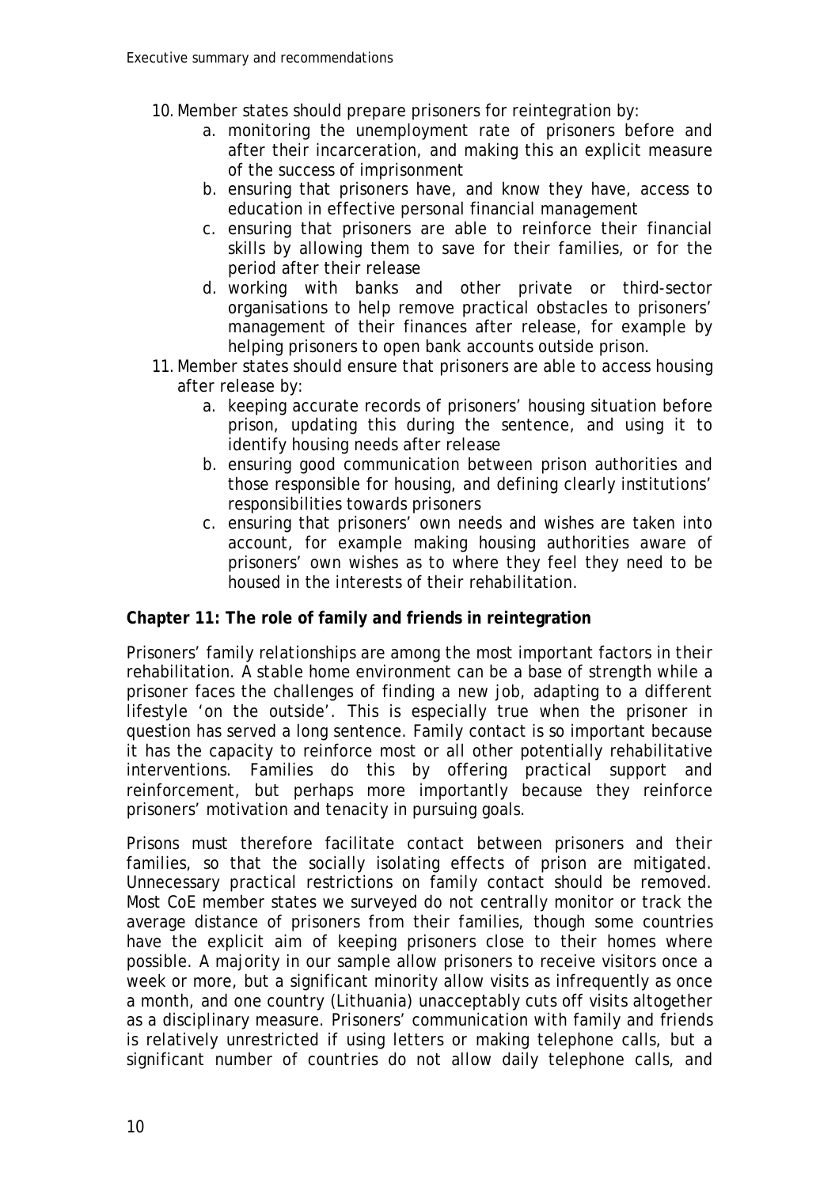10. Member states should prepare prisoners for reintegration by:
    a. monitoring the unemployment rate of prisoners before and after their incarceration, and making this an explicit measure of the success of imprisonment
    b. ensuring that prisoners have, and know they have, access to education in effective personal financial management
    c. ensuring that prisoners are able to reinforce their financial skills by allowing them to save for their families, or for the period after their release
    d. working with banks and other private or third-sector organisations to help remove practical obstacles to prisoners' management of their finances after release, for example by helping prisoners to open bank accounts outside prison.
11. Member states should ensure that prisoners are able to access housing after release by:
    a. keeping accurate records of prisoners' housing situation before prison, updating this during the sentence, and using it to identify housing needs after release
    b. ensuring good communication between prison authorities and those responsible for housing, and defining clearly institutions' responsibilities towards prisoners
    c. ensuring that prisoners' own needs and wishes are taken into account, for example making housing authorities aware of prisoners' own wishes as to where they feel they need to be housed in the interests of their rehabilitation.

**Chapter 11: The role of family and friends in reintegration**

Prisoners' family relationships are among the most important factors in their rehabilitation. A stable home environment can be a base of strength while a prisoner faces the challenges of finding a new job, adapting to a different lifestyle 'on the outside'. This is especially true when the prisoner in question has served a long sentence. Family contact is so important because it has the capacity to reinforce most or all other potentially rehabilitative interventions. Families do this by offering practical support and reinforcement, but perhaps more importantly because they reinforce prisoners' motivation and tenacity in pursuing goals.

Prisons must therefore facilitate contact between prisoners and their families, so that the socially isolating effects of prison are mitigated. Unnecessary practical restrictions on family contact should be removed. Most CoE member states we surveyed do not centrally monitor or track the average distance of prisoners from their families, though some countries have the explicit aim of keeping prisoners close to their homes where possible. A majority in our sample allow prisoners to receive visitors once a week or more, but a significant minority allow visits as infrequently as once a month, and one country (Lithuania) unacceptably cuts off visits altogether as a disciplinary measure. Prisoners' communication with family and friends is relatively unrestricted if using letters or making telephone calls, but a significant number of countries do not allow daily telephone calls, and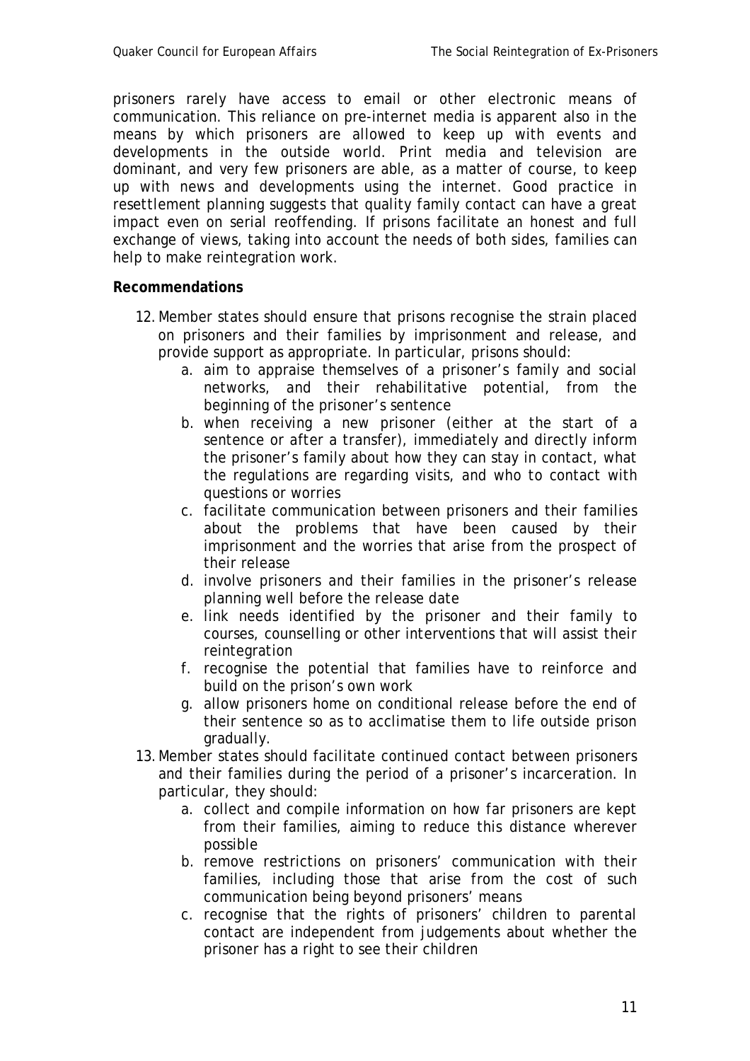prisoners rarely have access to email or other electronic means of communication. This reliance on pre-internet media is apparent also in the means by which prisoners are allowed to keep up with events and developments in the outside world. Print media and television are dominant, and very few prisoners are able, as a matter of course, to keep up with news and developments using the internet. Good practice in resettlement planning suggests that quality family contact can have a great impact even on serial reoffending. If prisons facilitate an honest and full exchange of views, taking into account the needs of both sides, families can help to make reintegration work.

**Recommendations**

12. Member states should ensure that prisons recognise the strain placed on prisoners and their families by imprisonment and release, and provide support as appropriate. In particular, prisons should:
    a. aim to appraise themselves of a prisoner's family and social networks, and their rehabilitative potential, from the beginning of the prisoner's sentence
    b. when receiving a new prisoner (either at the start of a sentence or after a transfer), immediately and directly inform the prisoner's family about how they can stay in contact, what the regulations are regarding visits, and who to contact with questions or worries
    c. facilitate communication between prisoners and their families about the problems that have been caused by their imprisonment and the worries that arise from the prospect of their release
    d. involve prisoners and their families in the prisoner's release planning well before the release date
    e. link needs identified by the prisoner and their family to courses, counselling or other interventions that will assist their reintegration
    f. recognise the potential that families have to reinforce and build on the prison's own work
    g. allow prisoners home on conditional release before the end of their sentence so as to acclimatise them to life outside prison gradually.
13. Member states should facilitate continued contact between prisoners and their families during the period of a prisoner's incarceration. In particular, they should:
    a. collect and compile information on how far prisoners are kept from their families, aiming to reduce this distance wherever possible
    b. remove restrictions on prisoners' communication with their families, including those that arise from the cost of such communication being beyond prisoners' means
    c. recognise that the rights of prisoners' children to parental contact are independent from judgements about whether the prisoner has a right to see their children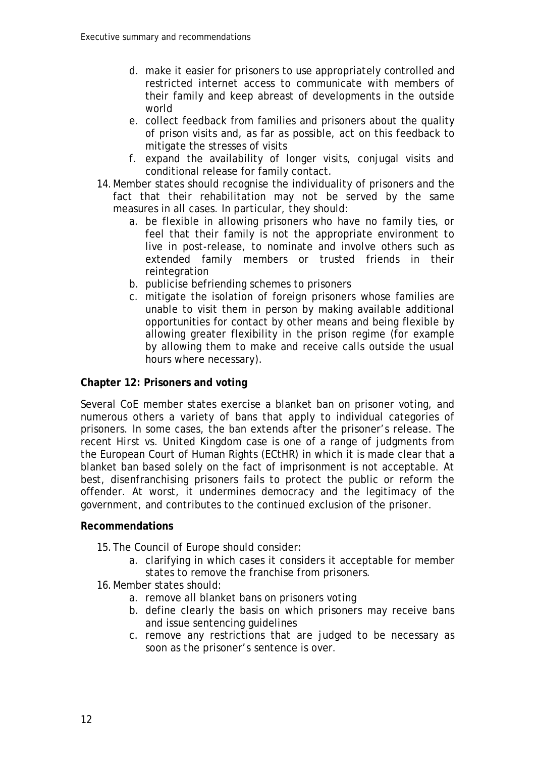d. make it easier for prisoners to use appropriately controlled and restricted internet access to communicate with members of their family and keep abreast of developments in the outside world
   e. collect feedback from families and prisoners about the quality of prison visits and, as far as possible, act on this feedback to mitigate the stresses of visits
   f. expand the availability of longer visits, conjugal visits and conditional release for family contact.

14. Member states should recognise the individuality of prisoners and the fact that their rehabilitation may not be served by the same measures in all cases. In particular, they should:
   a. be flexible in allowing prisoners who have no family ties, or feel that their family is not the appropriate environment to live in post-release, to nominate and involve others such as extended family members or trusted friends in their reintegration
   b. publicise befriending schemes to prisoners
   c. mitigate the isolation of foreign prisoners whose families are unable to visit them in person by making available additional opportunities for contact by other means and being flexible by allowing greater flexibility in the prison regime (for example by allowing them to make and receive calls outside the usual hours where necessary).

**Chapter 12: Prisoners and voting**

Several CoE member states exercise a blanket ban on prisoner voting, and numerous others a variety of bans that apply to individual categories of prisoners. In some cases, the ban extends after the prisoner's release. The recent Hirst vs. United Kingdom case is one of a range of judgments from the European Court of Human Rights (ECtHR) in which it is made clear that a blanket ban based solely on the fact of imprisonment is not acceptable. At best, disenfranchising prisoners fails to protect the public or reform the offender. At worst, it undermines democracy and the legitimacy of the government, and contributes to the continued exclusion of the prisoner.

**Recommendations**

15. The Council of Europe should consider:
   a. clarifying in which cases it considers it acceptable for member states to remove the franchise from prisoners.

16. Member states should:
   a. remove all blanket bans on prisoners voting
   b. define clearly the basis on which prisoners may receive bans and issue sentencing guidelines
   c. remove any restrictions that are judged to be necessary as soon as the prisoner's sentence is over.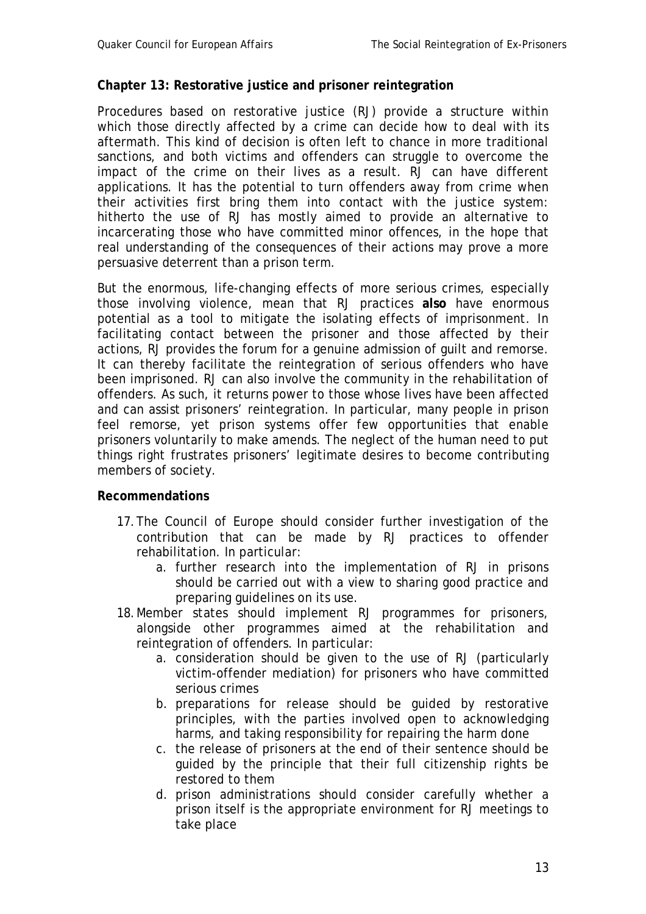**Chapter 13: Restorative justice and prisoner reintegration**

Procedures based on restorative justice (RJ) provide a structure within which those directly affected by a crime can decide how to deal with its aftermath. This kind of decision is often left to chance in more traditional sanctions, and both victims and offenders can struggle to overcome the impact of the crime on their lives as a result. RJ can have different applications. It has the potential to turn offenders away from crime when their activities first bring them into contact with the justice system: hitherto the use of RJ has mostly aimed to provide an alternative to incarcerating those who have committed minor offences, in the hope that real understanding of the consequences of their actions may prove a more persuasive deterrent than a prison term.

But the enormous, life-changing effects of more serious crimes, especially those involving violence, mean that RJ practices **also** have enormous potential as a tool to mitigate the isolating effects of imprisonment. In facilitating contact between the prisoner and those affected by their actions, RJ provides the forum for a genuine admission of guilt and remorse. It can thereby facilitate the reintegration of serious offenders who have been imprisoned. RJ can also involve the community in the rehabilitation of offenders. As such, it returns power to those whose lives have been affected and can assist prisoners' reintegration. In particular, many people in prison feel remorse, yet prison systems offer few opportunities that enable prisoners voluntarily to make amends. The neglect of the human need to put things right frustrates prisoners' legitimate desires to become contributing members of society.

**Recommendations**

17. The Council of Europe should consider further investigation of the contribution that can be made by RJ practices to offender rehabilitation. In particular:
    a. further research into the implementation of RJ in prisons should be carried out with a view to sharing good practice and preparing guidelines on its use.
18. Member states should implement RJ programmes for prisoners, alongside other programmes aimed at the rehabilitation and reintegration of offenders. In particular:
    a. consideration should be given to the use of RJ (particularly victim-offender mediation) for prisoners who have committed serious crimes
    b. preparations for release should be guided by restorative principles, with the parties involved open to acknowledging harms, and taking responsibility for repairing the harm done
    c. the release of prisoners at the end of their sentence should be guided by the principle that their full citizenship rights be restored to them
    d. prison administrations should consider carefully whether a prison itself is the appropriate environment for RJ meetings to take place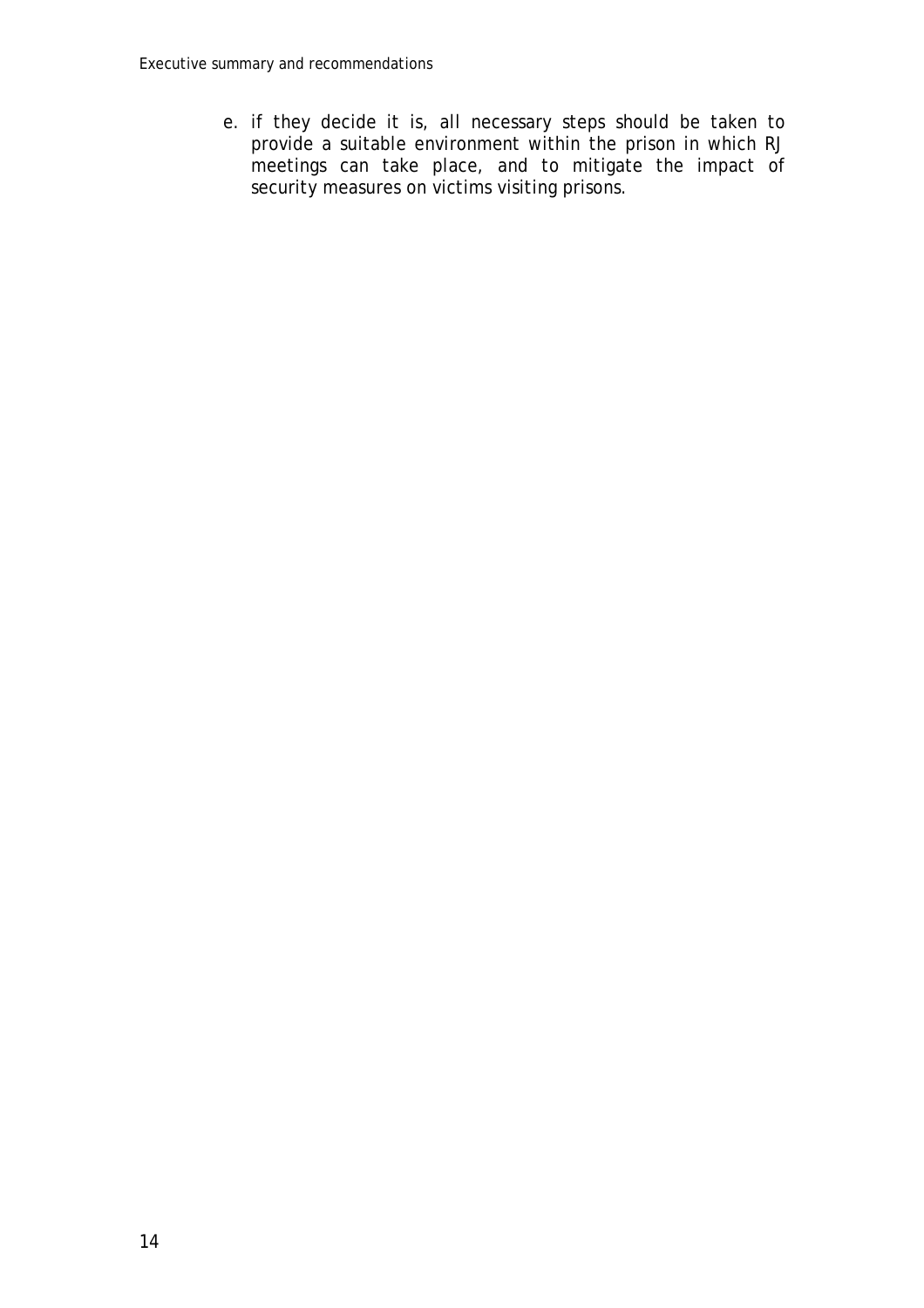e. if they decide it is, all necessary steps should be taken to provide a suitable environment within the prison in which RJ meetings can take place, and to mitigate the impact of security measures on victims visiting prisons.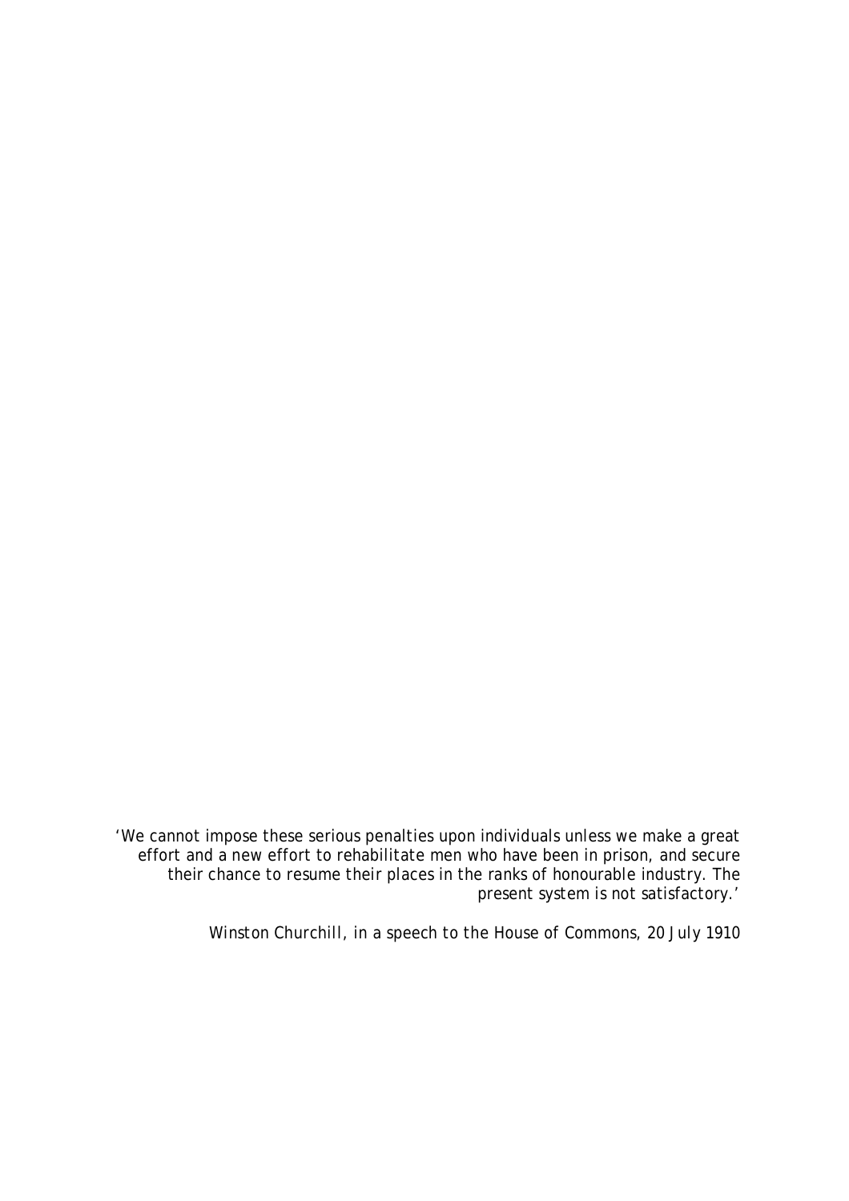*'We cannot impose these serious penalties upon individuals unless we make a great effort and a new effort to rehabilitate men who have been in prison, and secure their chance to resume their places in the ranks of honourable industry. The present system is not satisfactory.'*

*Winston Churchill, in a speech to the House of Commons, 20 July 1910*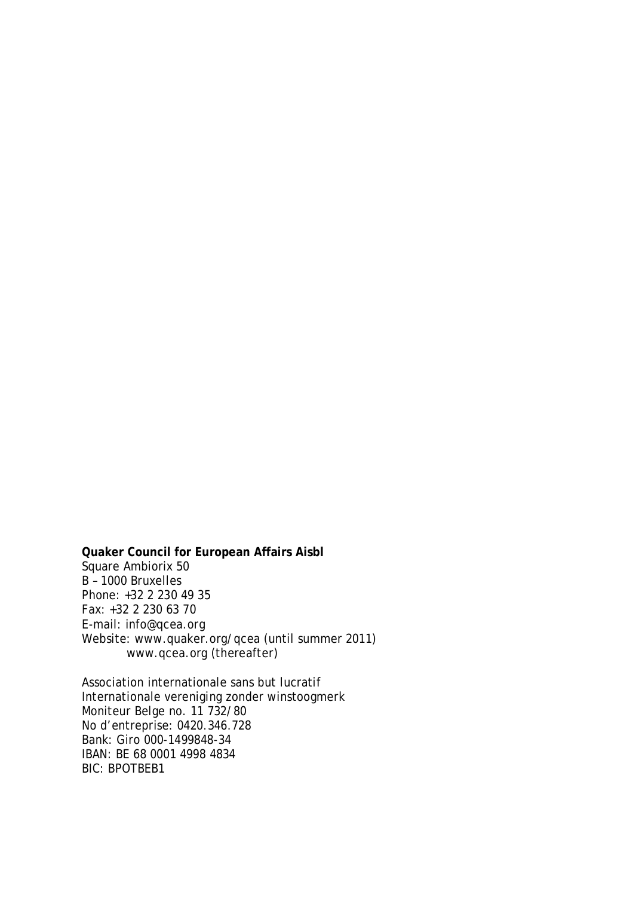**Quaker Council for European Affairs Aisbl**
Square Ambiorix 50
B – 1000 Bruxelles
Phone: +32 2 230 49 35
Fax: +32 2 230 63 70
E-mail: info@qcea.org
Website: www.quaker.org/qcea (until summer 2011)
www.qcea.org (thereafter)

Association internationale sans but lucratif
Internationale vereniging zonder winstoogmerk
Moniteur Belge no. 11 732/80
No d'entreprise: 0420.346.728
Bank: Giro 000-1499848-34
IBAN: BE 68 0001 4998 4834
BIC: BPOTBEB1